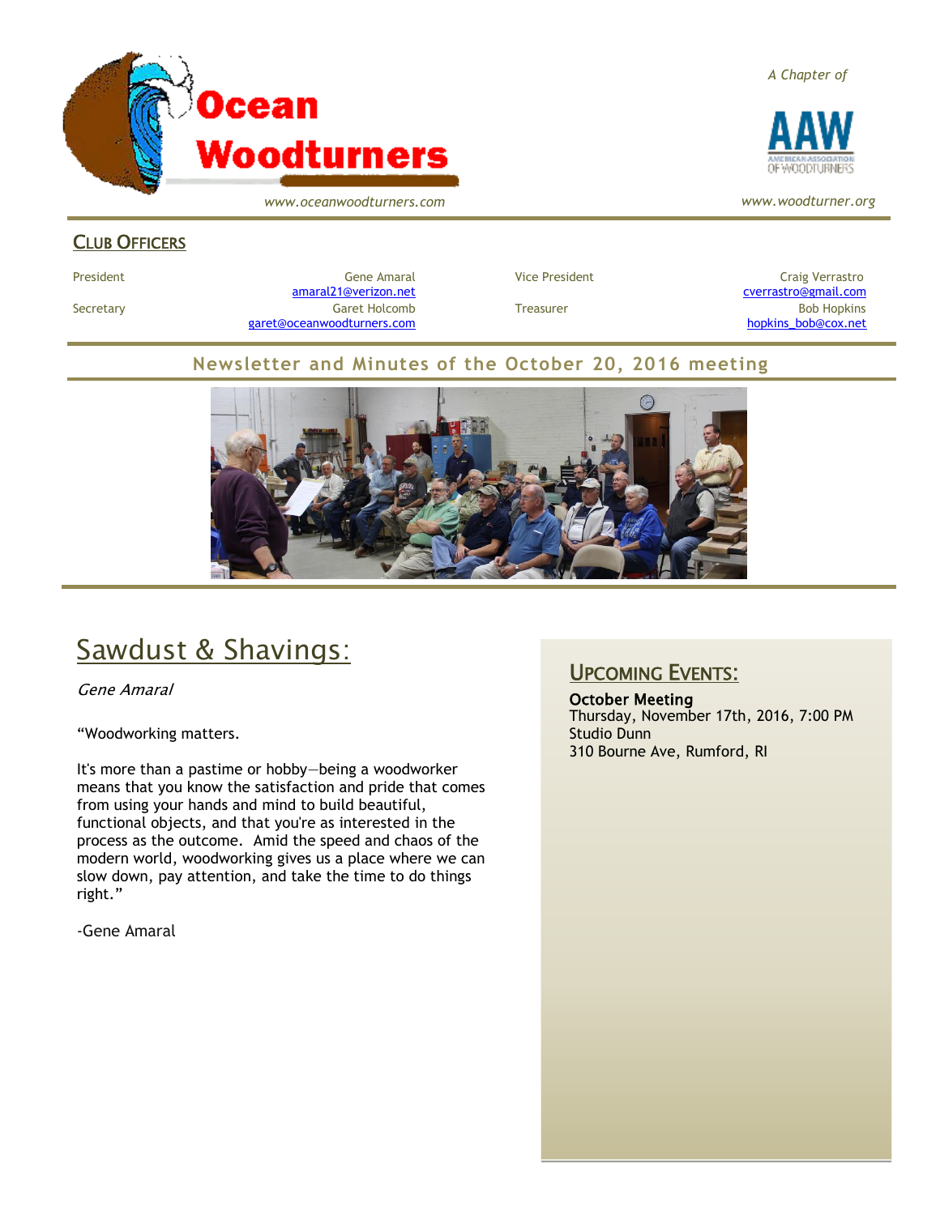# Ocean Woodturners

*www.oceanwoodturners.com*

*A Chapter of*

AAW — American Association of Woodturners

*www.woodturner.org*

## Club Officers

| | | | |
|---|---|---|---|
| President | Gene Amaral<br>amaral21@verizon.net | Vice President | Craig Verrastro<br>cverrastro@gmail.com |
| Secretary | Garet Holcomb<br>garet@oceanwoodturners.com | Treasurer | Bob Hopkins<br>hopkins_bob@cox.net |

## Newsletter and Minutes of the October 20, 2016 meeting

# Sawdust & Shavings:

*Gene Amaral*

"Woodworking matters.

It's more than a pastime or hobby—being a woodworker means that you know the satisfaction and pride that comes from using your hands and mind to build beautiful, functional objects, and that you're as interested in the process as the outcome. Amid the speed and chaos of the modern world, woodworking gives us a place where we can slow down, pay attention, and take the time to do things right."

-Gene Amaral

## Upcoming Events:

**October Meeting**
Thursday, November 17th, 2016, 7:00 PM
Studio Dunn
310 Bourne Ave, Rumford, RI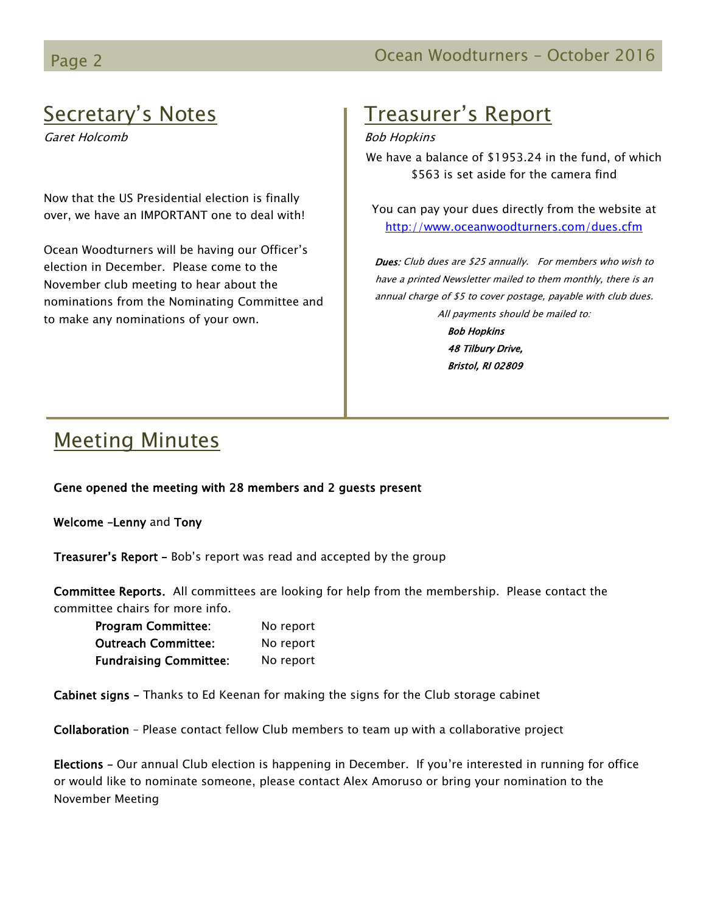## Secretary's Notes

*Garet Holcomb*

Now that the US Presidential election is finally over, we have an IMPORTANT one to deal with!

Ocean Woodturners will be having our Officer's election in December. Please come to the November club meeting to hear about the nominations from the Nominating Committee and to make any nominations of your own.

## Treasurer's Report

*Bob Hopkins*

We have a balance of $1953.24 in the fund, of which $563 is set aside for the camera find

You can pay your dues directly from the website at http://www.oceanwoodturners.com/dues.cfm

***Dues:*** *Club dues are $25 annually. For members who wish to have a printed Newsletter mailed to them monthly, there is an annual charge of $5 to cover postage, payable with club dues.*

*All payments should be mailed to:*

***Bob Hopkins***
***48 Tilbury Drive,***
***Bristol, RI 02809***

## Meeting Minutes

**Gene opened the meeting with 28 members and 2 guests present**

**Welcome –Lenny** and **Tony**

**Treasurer's Report –** Bob's report was read and accepted by the group

**Committee Reports.** All committees are looking for help from the membership. Please contact the committee chairs for more info.

| | |
|---|---|
| **Program Committee**: | No report |
| **Outreach Committee:** | No report |
| **Fundraising Committee**: | No report |

**Cabinet signs –** Thanks to Ed Keenan for making the signs for the Club storage cabinet

**Collaboration** – Please contact fellow Club members to team up with a collaborative project

**Elections –** Our annual Club election is happening in December. If you're interested in running for office or would like to nominate someone, please contact Alex Amoruso or bring your nomination to the November Meeting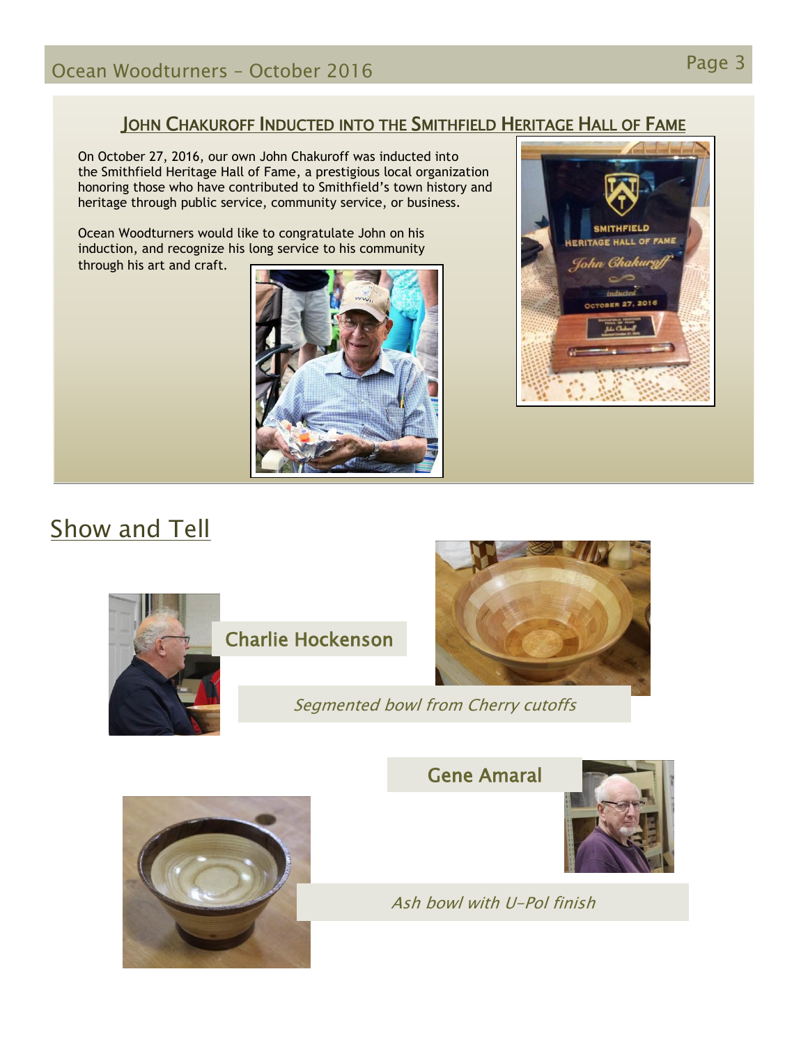## John Chakuroff Inducted into the Smithfield Heritage Hall of Fame

On October 27, 2016, our own John Chakuroff was inducted into the Smithfield Heritage Hall of Fame, a prestigious local organization honoring those who have contributed to Smithfield's town history and heritage through public service, community service, or business.

Ocean Woodturners would like to congratulate John on his induction, and recognize his long service to his community through his art and craft.

## Show and Tell

### Charlie Hockenson

*Segmented bowl from Cherry cutoffs*

### Gene Amaral

*Ash bowl with U-Pol finish*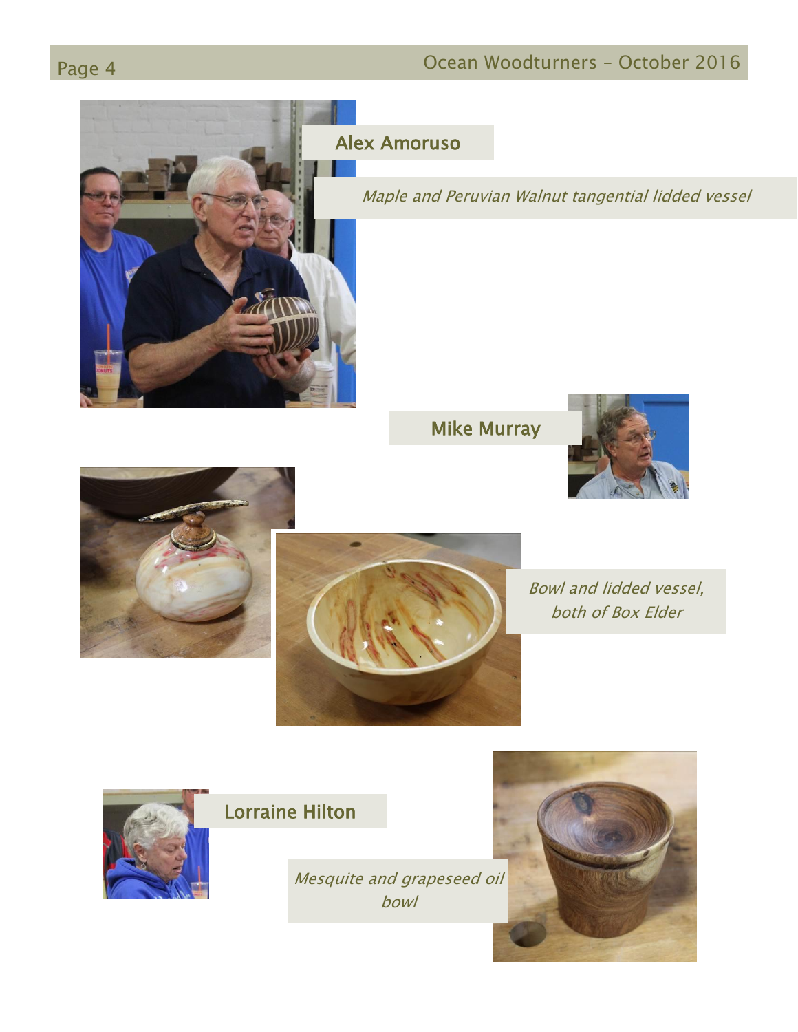## Alex Amoruso

*Maple and Peruvian Walnut tangential lidded vessel*

## Mike Murray

*Bowl and lidded vessel, both of Box Elder*

## Lorraine Hilton

*Mesquite and grapeseed oil bowl*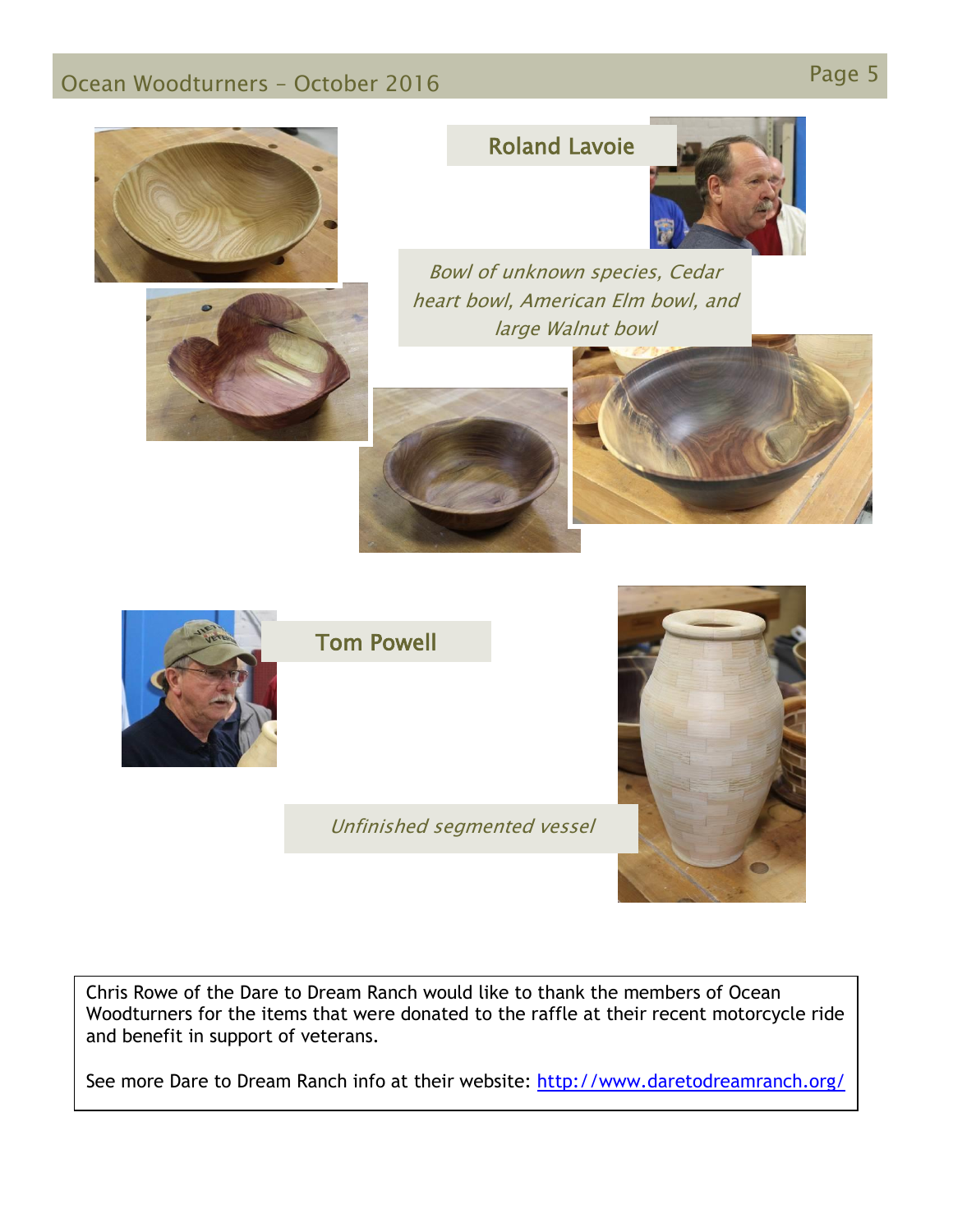## Roland Lavoie

*Bowl of unknown species, Cedar heart bowl, American Elm bowl, and large Walnut bowl*

## Tom Powell

*Unfinished segmented vessel*

Chris Rowe of the Dare to Dream Ranch would like to thank the members of Ocean Woodturners for the items that were donated to the raffle at their recent motorcycle ride and benefit in support of veterans.

See more Dare to Dream Ranch info at their website: [http://www.daretodreamranch.org/](http://www.daretodreamranch.org/)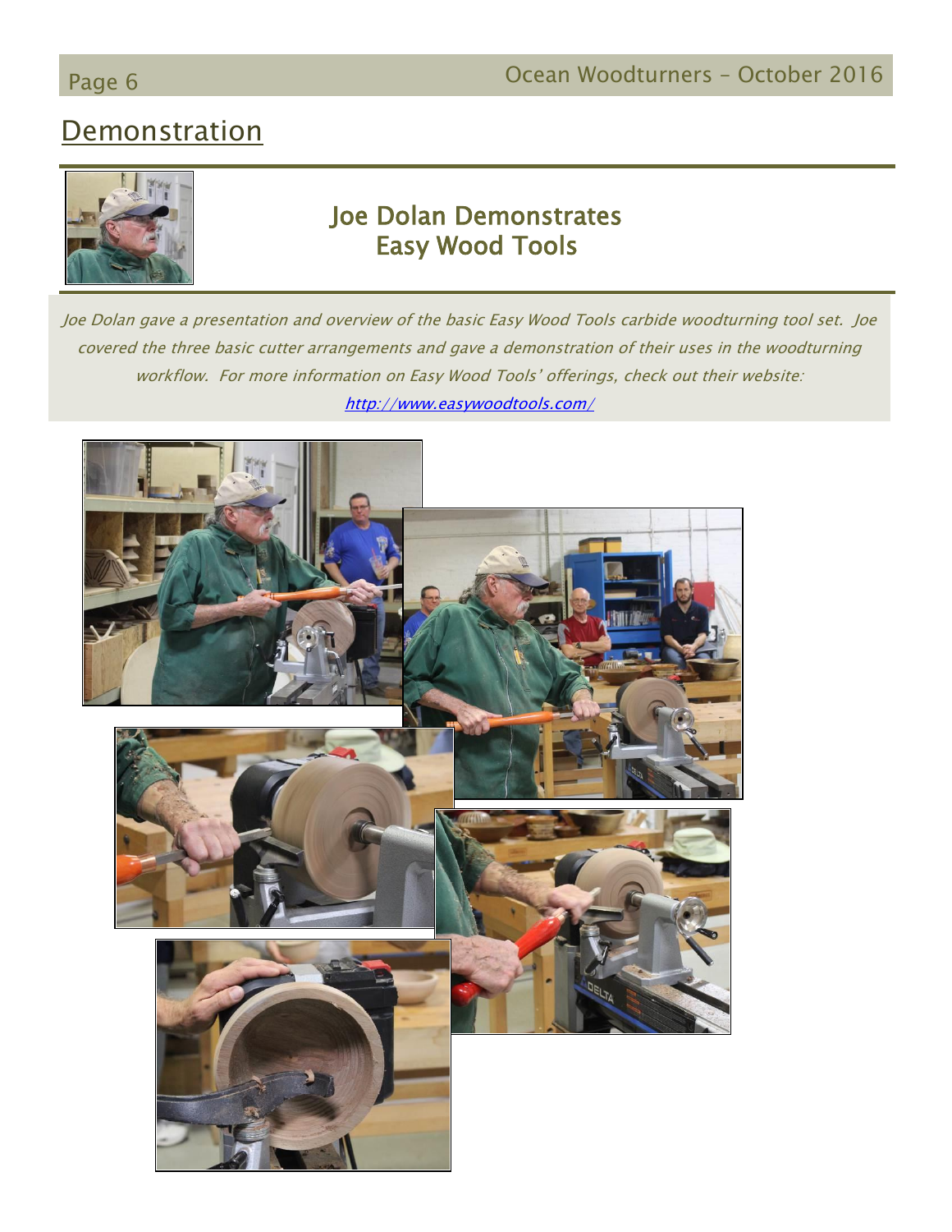## Demonstration

### Joe Dolan Demonstrates Easy Wood Tools

*Joe Dolan gave a presentation and overview of the basic Easy Wood Tools carbide woodturning tool set. Joe covered the three basic cutter arrangements and gave a demonstration of their uses in the woodturning workflow. For more information on Easy Wood Tools' offerings, check out their website:* [*http://www.easywoodtools.com/*](http://www.easywoodtools.com/)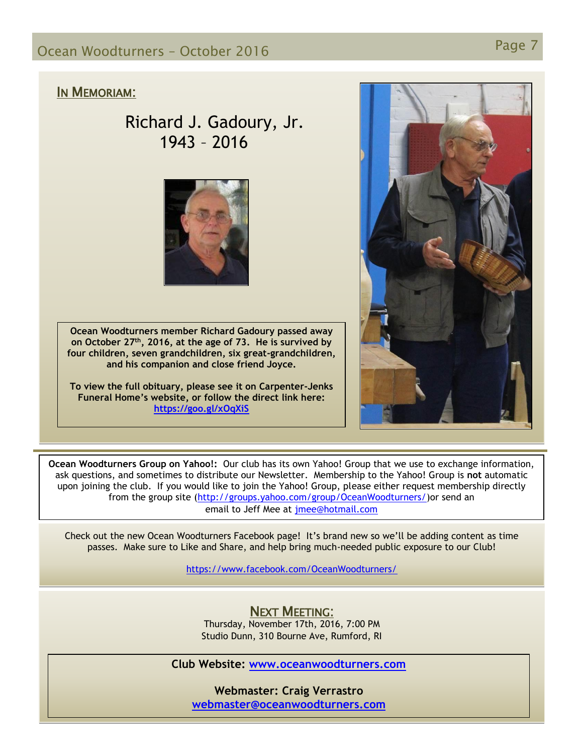## In Memoriam:

# Richard J. Gadoury, Jr.
# 1943 – 2016

**Ocean Woodturners member Richard Gadoury passed away on October 27th, 2016, at the age of 73. He is survived by four children, seven grandchildren, six great-grandchildren, and his companion and close friend Joyce.**

**To view the full obituary, please see it on Carpenter-Jenks Funeral Home's website, or follow the direct link here: https://goo.gl/xOqXiS**

---

**Ocean Woodturners Group on Yahoo!:** Our club has its own Yahoo! Group that we use to exchange information, ask questions, and sometimes to distribute our Newsletter. Membership to the Yahoo! Group is **not** automatic upon joining the club. If you would like to join the Yahoo! Group, please either request membership directly from the group site (http://groups.yahoo.com/group/OceanWoodturners/)or send an email to Jeff Mee at jmee@hotmail.com

Check out the new Ocean Woodturners Facebook page! It's brand new so we'll be adding content as time passes. Make sure to Like and Share, and help bring much-needed public exposure to our Club!

https://www.facebook.com/OceanWoodturners/

## Next Meeting:

Thursday, November 17th, 2016, 7:00 PM
Studio Dunn, 310 Bourne Ave, Rumford, RI

**Club Website: www.oceanwoodturners.com**

**Webmaster: Craig Verrastro**
**webmaster@oceanwoodturners.com**